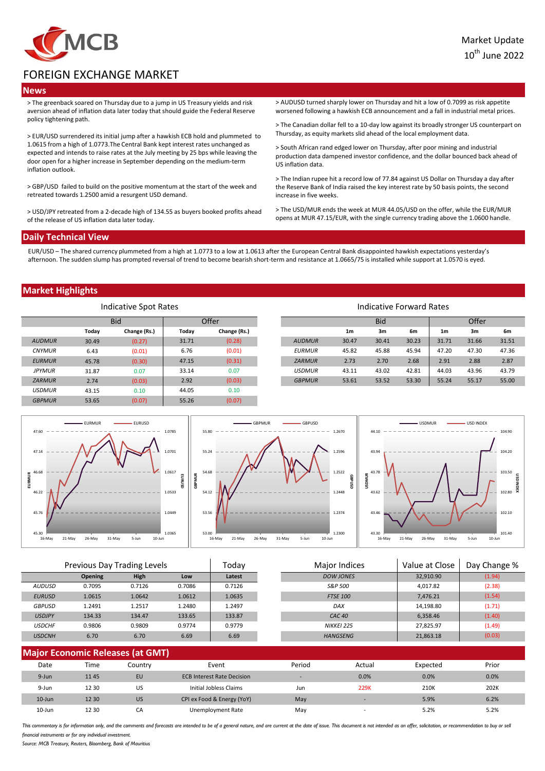MCB

Market Update
10th June 2022

# FOREIGN EXCHANGE MARKET

## News

> The greenback soared on Thursday due to a jump in US Treasury yields and risk aversion ahead of inflation data later today that should guide the Federal Reserve policy tightening path.

> EUR/USD surrendered its initial jump after a hawkish ECB hold and plummeted to 1.0615 from a high of 1.0773.The Central Bank kept interest rates unchanged as expected and intends to raise rates at the July meeting by 25 bps while leaving the door open for a higher increase in September depending on the medium-term inflation outlook.

> GBP/USD failed to build on the positive momentum at the start of the week and retreated towards 1.2500 amid a resurgent USD demand.

> USD/JPY retreated from a 2-decade high of 134.55 as buyers booked profits ahead of the release of US inflation data later today.

> AUDUSD turned sharply lower on Thursday and hit a low of 0.7099 as risk appetite worsened following a hawkish ECB announcement and a fall in industrial metal prices.

> The Canadian dollar fell to a 10-day low against its broadly stronger US counterpart on Thursday, as equity markets slid ahead of the local employment data.

> South African rand edged lower on Thursday, after poor mining and industrial production data dampened investor confidence, and the dollar bounced back ahead of US inflation data.

> The Indian rupee hit a record low of 77.84 against US Dollar on Thursday a day after the Reserve Bank of India raised the key interest rate by 50 basis points, the second increase in five weeks.

> The USD/MUR ends the week at MUR 44.05/USD on the offer, while the EUR/MUR opens at MUR 47.15/EUR, with the single currency trading above the 1.0600 handle.

## Daily Technical View

EUR/USD – The shared currency plummeted from a high at 1.0773 to a low at 1.0613 after the European Central Bank disappointed hawkish expectations yesterday's afternoon. The sudden slump has prompted reversal of trend to become bearish short-term and resistance at 1.0665/75 is installed while support at 1.0570 is eyed.

## Market Highlights

### Indicative Spot Rates

| | Bid | | Offer | |
|---|---|---|---|---|
| | Today | Change (Rs.) | Today | Change (Rs.) |
| AUDMUR | 30.49 | (0.27) | 31.71 | (0.28) |
| CNYMUR | 6.43 | (0.01) | 6.76 | (0.01) |
| EURMUR | 45.78 | (0.30) | 47.15 | (0.31) |
| JPYMUR | 31.87 | 0.07 | 33.14 | 0.07 |
| ZARMUR | 2.74 | (0.03) | 2.92 | (0.03) |
| USDMUR | 43.15 | 0.10 | 44.05 | 0.10 |
| GBPMUR | 53.65 | (0.07) | 55.26 | (0.07) |

### Indicative Forward Rates

| | Bid | | | Offer | | |
|---|---|---|---|---|---|---|
| | 1m | 3m | 6m | 1m | 3m | 6m |
| AUDMUR | 30.47 | 30.41 | 30.23 | 31.71 | 31.66 | 31.51 |
| EURMUR | 45.82 | 45.88 | 45.94 | 47.20 | 47.30 | 47.36 |
| ZARMUR | 2.73 | 2.70 | 2.68 | 2.91 | 2.88 | 2.87 |
| USDMUR | 43.11 | 43.02 | 42.81 | 44.03 | 43.96 | 43.79 |
| GBPMUR | 53.61 | 53.52 | 53.30 | 55.24 | 55.17 | 55.00 |

### Previous Day Trading Levels

| | Opening | High | Low | Today Latest |
|---|---|---|---|---|
| AUDUSD | 0.7095 | 0.7126 | 0.7086 | 0.7126 |
| EURUSD | 1.0615 | 1.0642 | 1.0612 | 1.0635 |
| GBPUSD | 1.2491 | 1.2517 | 1.2480 | 1.2497 |
| USDJPY | 134.33 | 134.47 | 133.65 | 133.87 |
| USDCHF | 0.9806 | 0.9809 | 0.9774 | 0.9779 |
| USDCNH | 6.70 | 6.70 | 6.69 | 6.69 |

### Major Indices

| Major Indices | Value at Close | Day Change % |
|---|---|---|
| DOW JONES | 32,910.90 | (1.94) |
| S&P 500 | 4,017.82 | (2.38) |
| FTSE 100 | 7,476.21 | (1.54) |
| DAX | 14,198.80 | (1.71) |
| CAC 40 | 6,358.46 | (1.40) |
| NIKKEI 225 | 27,825.97 | (1.49) |
| HANGSENG | 21,863.18 | (0.03) |

## Major Economic Releases (at GMT)

| Date | Time | Country | Event | Period | Actual | Expected | Prior |
|---|---|---|---|---|---|---|---|
| 9-Jun | 11 45 | EU | ECB Interest Rate Decision | - | 0.0% | 0.0% | 0.0% |
| 9-Jun | 12 30 | US | Initial Jobless Claims | Jun | 229K | 210K | 202K |
| 10-Jun | 12 30 | US | CPI ex Food & Energy (YoY) | May | - | 5.9% | 6.2% |
| 10-Jun | 12 30 | CA | Unemployment Rate | May | - | 5.2% | 5.2% |

*This commentary is for information only, and the comments and forecasts are intended to be of a general nature, and are current at the date of issue. This document is not intended as an offer, solicitation, or recommendation to buy or sell financial instruments or for any individual investment.*

*Source: MCB Treasury, Reuters, Bloomberg, Bank of Mauritius*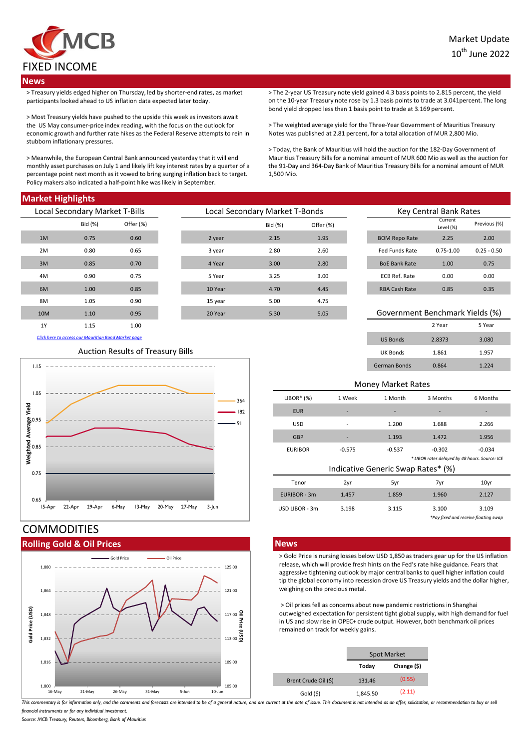# FIXED INCOME

Market Update
10th June 2022

## News

> Treasury yields edged higher on Thursday, led by shorter-end rates, as market participants looked ahead to US inflation data expected later today.

> Most Treasury yields have pushed to the upside this week as investors await the US May consumer-price index reading, with the focus on the outlook for economic growth and further rate hikes as the Federal Reserve attempts to rein in stubborn inflationary pressures.

> Meanwhile, the European Central Bank announced yesterday that it will end monthly asset purchases on July 1 and likely lift key interest rates by a quarter of a percentage point next month as it vowed to bring surging inflation back to target. Policy makers also indicated a half-point hike was likely in September.

> The 2-year US Treasury note yield gained 4.3 basis points to 2.815 percent, the yield on the 10-year Treasury note rose by 1.3 basis points to trade at 3.041percent. The long bond yield dropped less than 1 basis point to trade at 3.169 percent.

> The weighted average yield for the Three-Year Government of Mauritius Treasury Notes was published at 2.81 percent, for a total allocation of MUR 2,800 Mio.

> Today, the Bank of Mauritius will hold the auction for the 182-Day Government of Mauritius Treasury Bills for a nominal amount of MUR 600 Mio as well as the auction for the 91-Day and 364-Day Bank of Mauritius Treasury Bills for a nominal amount of MUR 1,500 Mio.

## Market Highlights

### Local Secondary Market T-Bills

| | Bid (%) | Offer (%) |
|---|---|---|
| 1M | 0.75 | 0.60 |
| 2M | 0.80 | 0.65 |
| 3M | 0.85 | 0.70 |
| 4M | 0.90 | 0.75 |
| 6M | 1.00 | 0.85 |
| 8M | 1.05 | 0.90 |
| 10M | 1.10 | 0.95 |
| 1Y | 1.15 | 1.00 |

*Click here to access our Mauritian Bond Market page*

### Local Secondary Market T-Bonds

| | Bid (%) | Offer (%) |
|---|---|---|
| 2 year | 2.15 | 1.95 |
| 3 year | 2.80 | 2.60 |
| 4 Year | 3.00 | 2.80 |
| 5 Year | 3.25 | 3.00 |
| 10 Year | 4.70 | 4.45 |
| 15 year | 5.00 | 4.75 |
| 20 Year | 5.30 | 5.05 |

### Key Central Bank Rates

| | Current Level (%) | Previous (%) |
|---|---|---|
| BOM Repo Rate | 2.25 | 2.00 |
| Fed Funds Rate | 0.75-1.00 | 0.25 - 0.50 |
| BoE Bank Rate | 1.00 | 0.75 |
| ECB Ref. Rate | 0.00 | 0.00 |
| RBA Cash Rate | 0.85 | 0.35 |

### Government Benchmark Yields (%)

| | 2 Year | 5 Year |
|---|---|---|
| US Bonds | 2.8373 | 3.080 |
| UK Bonds | 1.861 | 1.957 |
| German Bonds | 0.864 | 1.224 |

### Auction Results of Treasury Bills

Weighted Average Yield
1.15
1.05
0.95
0.85
0.75
0.65
15-Apr 22-Apr 29-Apr 6-May 13-May 20-May 27-May 3-Jun
364
182
91

### Money Market Rates

| LIBOR* (%) | 1 Week | 1 Month | 3 Months | 6 Months |
|---|---|---|---|---|
| EUR | - | - | - | - |
| USD | - | 1.200 | 1.688 | 2.266 |
| GBP | - | 1.193 | 1.472 | 1.956 |
| EURIBOR | -0.575 | -0.537 | -0.302 | -0.034 |

*\* LIBOR rates delayed by 48 hours. Source: ICE*

### Indicative Generic Swap Rates* (%)

| Tenor | 2yr | 5yr | 7yr | 10yr |
|---|---|---|---|---|
| EURIBOR - 3m | 1.457 | 1.859 | 1.960 | 2.127 |
| USD LIBOR - 3m | 3.198 | 3.115 | 3.100 | 3.109 |

*\*Pay fixed and receive floating swap*

# COMMODITIES

## Rolling Gold & Oil Prices

Gold Price
Oil Price
Gold Price (USD)
1,880
1,864
1,848
1,832
1,816
1,800
Oil Price (USD)
125.00
121.00
117.00
113.00
109.00
105.00
16-May 21-May 26-May 31-May 5-Jun 10-Jun

## News

> Gold Price is nursing losses below USD 1,850 as traders gear up for the US inflation release, which will provide fresh hints on the Fed's rate hike guidance. Fears that aggressive tightening outlook by major central banks to quell higher inflation could tip the global economy into recession drove US Treasury yields and the dollar higher, weighing on the precious metal.

> Oil prices fell as concerns about new pandemic restrictions in Shanghai outweighed expectation for persistent tight global supply, with high demand for fuel in US and slow rise in OPEC+ crude output. However, both benchmark oil prices remained on track for weekly gains.

| | Spot Market | |
|---|---|---|
| | Today | Change ($) |
| Brent Crude Oil ($) | 131.46 | (0.55) |
| Gold ($) | 1,845.50 | (2.11) |

*This commentary is for information only, and the comments and forecasts are intended to be of a general nature, and are current at the date of issue. This document is not intended as an offer, solicitation, or recommendation to buy or sell financial instruments or for any individual investment.*

*Source: MCB Treasury, Reuters, Bloomberg, Bank of Mauritius*